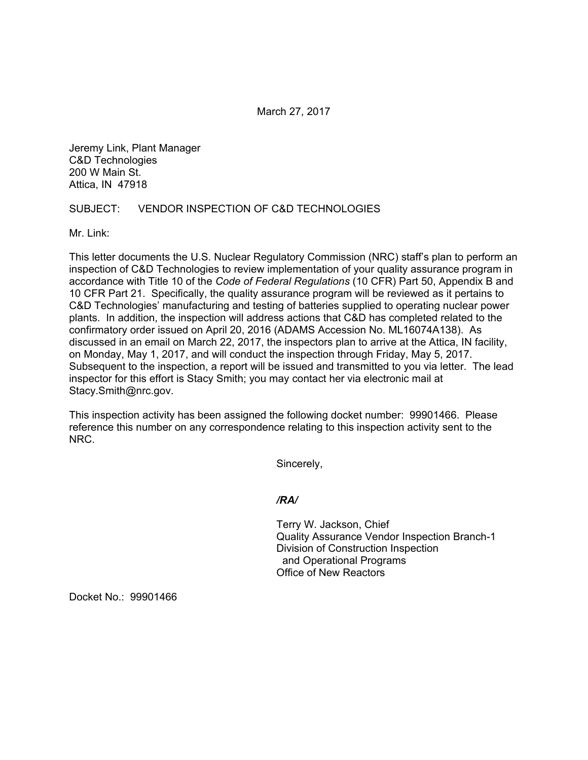March 27, 2017

Jeremy Link, Plant Manager
C&D Technologies
200 W Main St.
Attica, IN 47918

SUBJECT: VENDOR INSPECTION OF C&D TECHNOLOGIES

Mr. Link:

This letter documents the U.S. Nuclear Regulatory Commission (NRC) staff's plan to perform an inspection of C&D Technologies to review implementation of your quality assurance program in accordance with Title 10 of the *Code of Federal Regulations* (10 CFR) Part 50, Appendix B and 10 CFR Part 21. Specifically, the quality assurance program will be reviewed as it pertains to C&D Technologies' manufacturing and testing of batteries supplied to operating nuclear power plants. In addition, the inspection will address actions that C&D has completed related to the confirmatory order issued on April 20, 2016 (ADAMS Accession No. ML16074A138). As discussed in an email on March 22, 2017, the inspectors plan to arrive at the Attica, IN facility, on Monday, May 1, 2017, and will conduct the inspection through Friday, May 5, 2017. Subsequent to the inspection, a report will be issued and transmitted to you via letter. The lead inspector for this effort is Stacy Smith; you may contact her via electronic mail at Stacy.Smith@nrc.gov.

This inspection activity has been assigned the following docket number: 99901466. Please reference this number on any correspondence relating to this inspection activity sent to the NRC.

Sincerely,

***/RA/***

Terry W. Jackson, Chief
Quality Assurance Vendor Inspection Branch-1
Division of Construction Inspection
and Operational Programs
Office of New Reactors

Docket No.: 99901466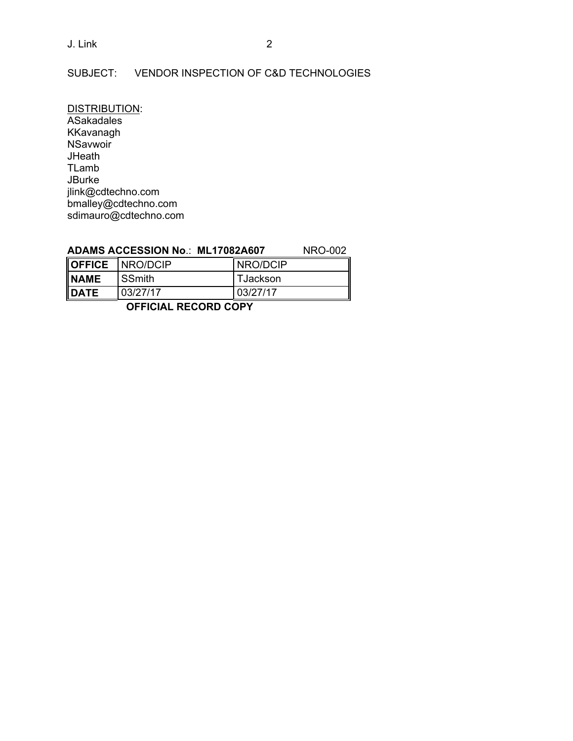SUBJECT: VENDOR INSPECTION OF C&D TECHNOLOGIES

DISTRIBUTION:
ASakadales
KKavanagh
NSavwoir
JHeath
TLamb
JBurke
jlink@cdtechno.com
bmalley@cdtechno.com
sdimauro@cdtechno.com

**ADAMS ACCESSION No.: ML17082A607** NRO-002

| | | |
|---|---|---|
| **OFFICE** | NRO/DCIP | NRO/DCIP |
| **NAME** | SSmith | TJackson |
| **DATE** | 03/27/17 | 03/27/17 |

**OFFICIAL RECORD COPY**